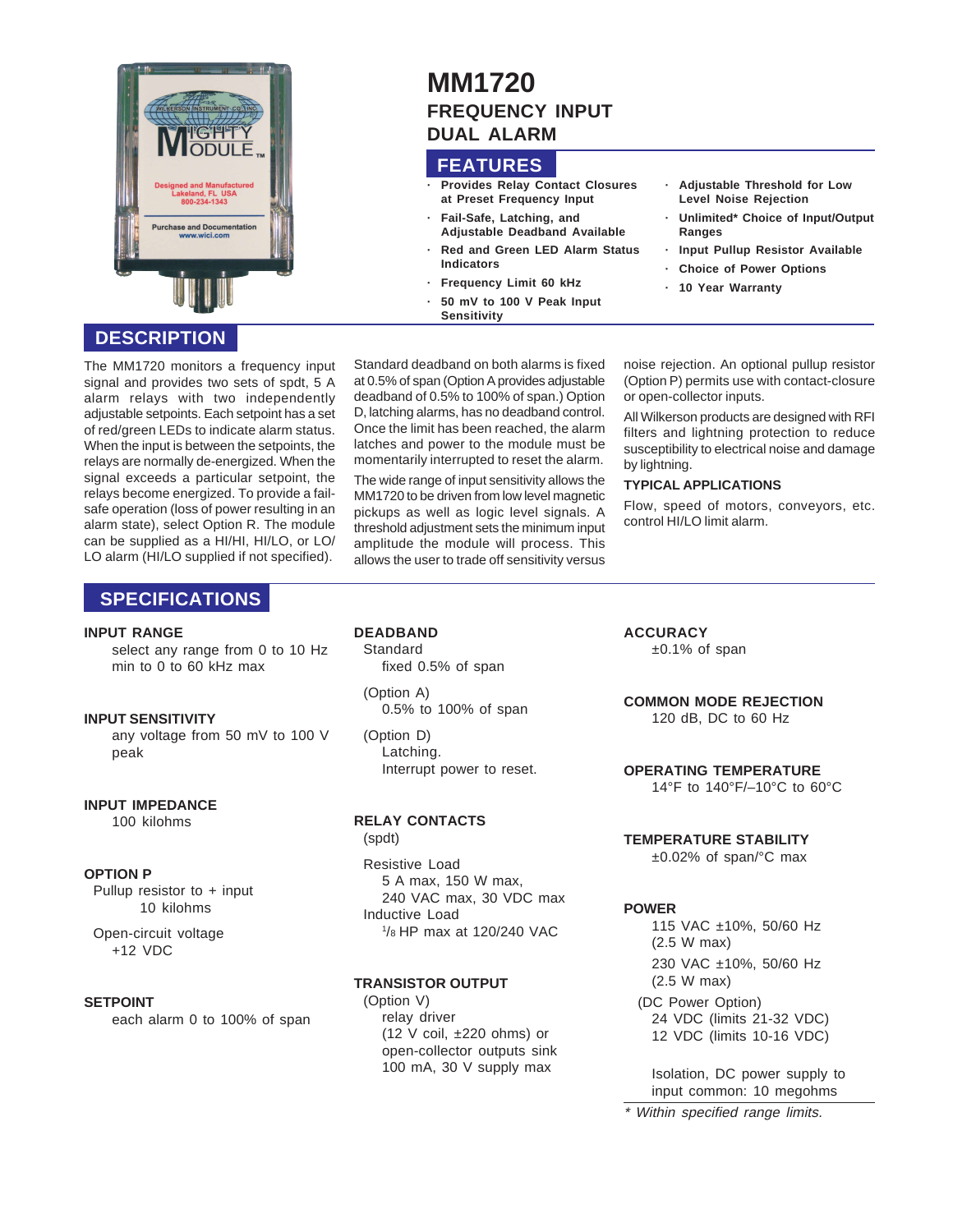# MM1720

## FREQUENCY INPUT DUAL ALARM

## FEATURES

- Provides Relay Contact Closures at Preset Frequency Input
- Fail-Safe, Latching, and Adjustable Deadband Available
- Red and Green LED Alarm Status Indicators
- Frequency Limit 60 kHz
- 50 mV to 100 V Peak Input Sensitivity
- Adjustable Threshold for Low Level Noise Rejection
- Unlimited* Choice of Input/Output Ranges
- Input Pullup Resistor Available
- Choice of Power Options
- 10 Year Warranty

## DESCRIPTION

The MM1720 monitors a frequency input signal and provides two sets of spdt, 5 A alarm relays with two independently adjustable setpoints. Each setpoint has a set of red/green LEDs to indicate alarm status. When the input is between the setpoints, the relays are normally de-energized. When the signal exceeds a particular setpoint, the relays become energized. To provide a fail-safe operation (loss of power resulting in an alarm state), select Option R. The module can be supplied as a HI/HI, HI/LO, or LO/LO alarm (HI/LO supplied if not specified).

Standard deadband on both alarms is fixed at 0.5% of span (Option A provides adjustable deadband of 0.5% to 100% of span.) Option D, latching alarms, has no deadband control. Once the limit has been reached, the alarm latches and power to the module must be momentarily interrupted to reset the alarm.

The wide range of input sensitivity allows the MM1720 to be driven from low level magnetic pickups as well as logic level signals. A threshold adjustment sets the minimum input amplitude the module will process. This allows the user to trade off sensitivity versus noise rejection. An optional pullup resistor (Option P) permits use with contact-closure or open-collector inputs.

All Wilkerson products are designed with RFI filters and lightning protection to reduce susceptibility to electrical noise and damage by lightning.

### TYPICAL APPLICATIONS

Flow, speed of motors, conveyors, etc. control HI/LO limit alarm.

## SPECIFICATIONS

**INPUT RANGE**
select any range from 0 to 10 Hz min to 0 to 60 kHz max

**INPUT SENSITIVITY**
any voltage from 50 mV to 100 V peak

**INPUT IMPEDANCE**
100 kilohms

**OPTION P**
Pullup resistor to + input
10 kilohms

Open-circuit voltage
+12 VDC

**SETPOINT**
each alarm 0 to 100% of span

**DEADBAND**
Standard
fixed 0.5% of span

(Option A)
0.5% to 100% of span

(Option D)
Latching.
Interrupt power to reset.

**RELAY CONTACTS**
(spdt)

Resistive Load
5 A max, 150 W max,
240 VAC max, 30 VDC max
Inductive Load
1/8 HP max at 120/240 VAC

**TRANSISTOR OUTPUT**
(Option V)
relay driver
(12 V coil, ±220 ohms) or
open-collector outputs sink
100 mA, 30 V supply max

**ACCURACY**
±0.1% of span

**COMMON MODE REJECTION**
120 dB, DC to 60 Hz

**OPERATING TEMPERATURE**
14°F to 140°F/–10°C to 60°C

**TEMPERATURE STABILITY**
±0.02% of span/°C max

**POWER**
115 VAC ±10%, 50/60 Hz
(2.5 W max)

230 VAC ±10%, 50/60 Hz
(2.5 W max)

(DC Power Option)
24 VDC (limits 21-32 VDC)
12 VDC (limits 10-16 VDC)

Isolation, DC power supply to input common: 10 megohms

*\* Within specified range limits.*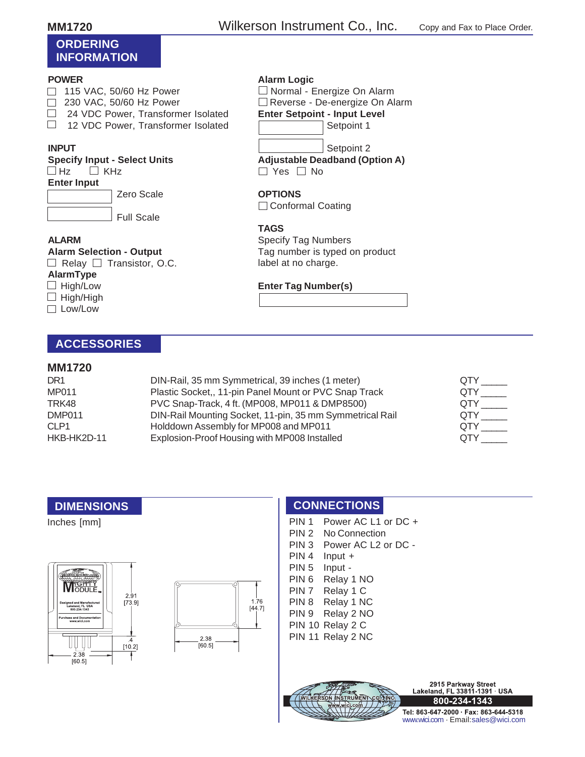# ORDERING INFORMATION

## POWER

- ☐ 115 VAC, 50/60 Hz Power
- ☐ 230 VAC, 50/60 Hz Power
- ☐ 24 VDC Power, Transformer Isolated
- ☐ 12 VDC Power, Transformer Isolated

## INPUT

**Specify Input - Select Units**

☐ Hz ☐ KHz

**Enter Input**

[ ] Zero Scale

[ ] Full Scale

## ALARM

**Alarm Selection - Output**

☐ Relay ☐ Transistor, O.C.

**AlarmType**

- ☐ High/Low
- ☐ High/High
- ☐ Low/Low

**Alarm Logic**

- ☐ Normal - Energize On Alarm
- ☐ Reverse - De-energize On Alarm

**Enter Setpoint - Input Level**

[ ] Setpoint 1

[ ] Setpoint 2

**Adjustable Deadband (Option A)**

☐ Yes ☐ No

## OPTIONS

☐ Conformal Coating

## TAGS

Specify Tag Numbers
Tag number is typed on product label at no charge.

**Enter Tag Number(s)**

[ ]

# ACCESSORIES

## MM1720

| | | |
|---|---|---|
| DR1 | DIN-Rail, 35 mm Symmetrical, 39 inches (1 meter) | QTY _____ |
| MP011 | Plastic Socket,, 11-pin Panel Mount or PVC Snap Track | QTY _____ |
| TRK48 | PVC Snap-Track, 4 ft. (MP008, MP011 & DMP8500) | QTY _____ |
| DMP011 | DIN-Rail Mounting Socket, 11-pin, 35 mm Symmetrical Rail | QTY _____ |
| CLP1 | Holddown Assembly for MP008 and MP011 | QTY _____ |
| HKB-HK2D-11 | Explosion-Proof Housing with MP008 Installed | QTY _____ |

# DIMENSIONS

Inches [mm]

MIGHTY MODULE
Designed and Manufactured
Lakeland, FL USA
800-234-1343
Purchase and Documentation
www.wici.com

2.91
[73.9]

.4
[10.2]

2.38
[60.5]

1.76
[44.7]

2.38
[60.5]

# CONNECTIONS

| | |
|---|---|
| PIN 1 | Power AC L1 or DC + |
| PIN 2 | No Connection |
| PIN 3 | Power AC L2 or DC - |
| PIN 4 | Input + |
| PIN 5 | Input - |
| PIN 6 | Relay 1 NO |
| PIN 7 | Relay 1 C |
| PIN 8 | Relay 1 NC |
| PIN 9 | Relay 2 NO |
| PIN 10 | Relay 2 C |
| PIN 11 | Relay 2 NC |

WILKERSON INSTRUMENT CO., INC.
www.wici.com

2915 Parkway Street
Lakeland, FL 33811-1391 · USA
800-234-1343
Tel: 863-647-2000 · Fax: 863-644-5318
www.wici.com · Email:sales@wici.com